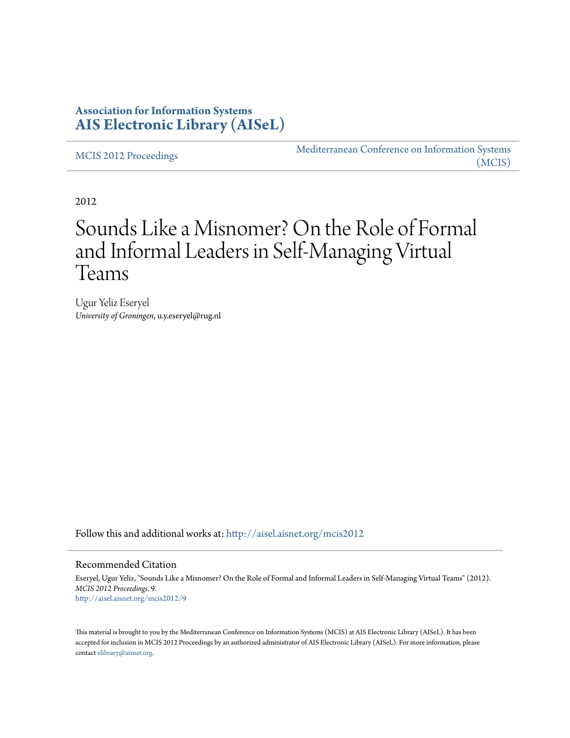**Association for Information Systems**
**AIS Electronic Library (AISeL)**

MCIS 2012 Proceedings

Mediterranean Conference on Information Systems (MCIS)

2012

# Sounds Like a Misnomer? On the Role of Formal and Informal Leaders in Self-Managing Virtual Teams

Ugur Yeliz Eseryel
*University of Groningen*, u.y.eseryel@rug.nl

Follow this and additional works at: http://aisel.aisnet.org/mcis2012

## Recommended Citation

Eseryel, Ugur Yeliz, "Sounds Like a Misnomer? On the Role of Formal and Informal Leaders in Self-Managing Virtual Teams" (2012). *MCIS 2012 Proceedings*. 9.
http://aisel.aisnet.org/mcis2012/9

This material is brought to you by the Mediterranean Conference on Information Systems (MCIS) at AIS Electronic Library (AISeL). It has been accepted for inclusion in MCIS 2012 Proceedings by an authorized administrator of AIS Electronic Library (AISeL). For more information, please contact elibrary@aisnet.org.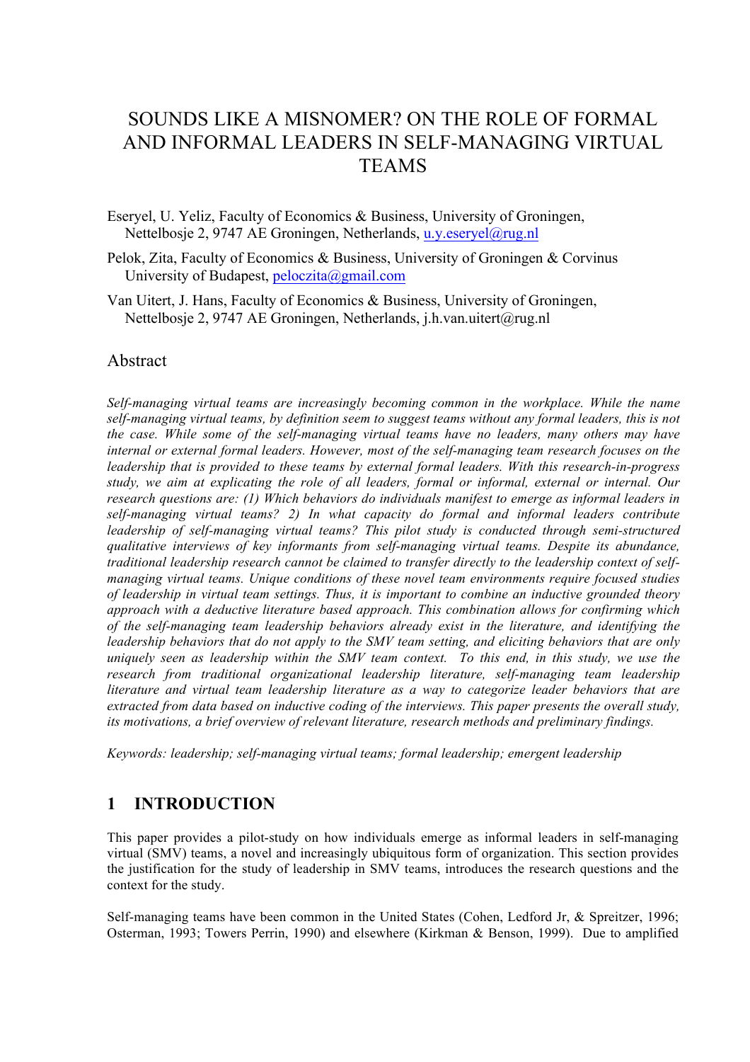# SOUNDS LIKE A MISNOMER? ON THE ROLE OF FORMAL AND INFORMAL LEADERS IN SELF-MANAGING VIRTUAL TEAMS

Eseryel, U. Yeliz, Faculty of Economics & Business, University of Groningen, Nettelbosje 2, 9747 AE Groningen, Netherlands, u.y.eseryel@rug.nl

Pelok, Zita, Faculty of Economics & Business, University of Groningen & Corvinus University of Budapest, peloczita@gmail.com

Van Uitert, J. Hans, Faculty of Economics & Business, University of Groningen, Nettelbosje 2, 9747 AE Groningen, Netherlands, j.h.van.uitert@rug.nl

## Abstract

*Self-managing virtual teams are increasingly becoming common in the workplace. While the name self-managing virtual teams, by definition seem to suggest teams without any formal leaders, this is not the case. While some of the self-managing virtual teams have no leaders, many others may have internal or external formal leaders. However, most of the self-managing team research focuses on the leadership that is provided to these teams by external formal leaders. With this research-in-progress study, we aim at explicating the role of all leaders, formal or informal, external or internal. Our research questions are: (1) Which behaviors do individuals manifest to emerge as informal leaders in self-managing virtual teams? 2) In what capacity do formal and informal leaders contribute leadership of self-managing virtual teams? This pilot study is conducted through semi-structured qualitative interviews of key informants from self-managing virtual teams. Despite its abundance, traditional leadership research cannot be claimed to transfer directly to the leadership context of self-managing virtual teams. Unique conditions of these novel team environments require focused studies of leadership in virtual team settings. Thus, it is important to combine an inductive grounded theory approach with a deductive literature based approach. This combination allows for confirming which of the self-managing team leadership behaviors already exist in the literature, and identifying the leadership behaviors that do not apply to the SMV team setting, and eliciting behaviors that are only uniquely seen as leadership within the SMV team context. To this end, in this study, we use the research from traditional organizational leadership literature, self-managing team leadership literature and virtual team leadership literature as a way to categorize leader behaviors that are extracted from data based on inductive coding of the interviews. This paper presents the overall study, its motivations, a brief overview of relevant literature, research methods and preliminary findings.*

*Keywords: leadership; self-managing virtual teams; formal leadership; emergent leadership*

## 1 INTRODUCTION

This paper provides a pilot-study on how individuals emerge as informal leaders in self-managing virtual (SMV) teams, a novel and increasingly ubiquitous form of organization. This section provides the justification for the study of leadership in SMV teams, introduces the research questions and the context for the study.

Self-managing teams have been common in the United States (Cohen, Ledford Jr, & Spreitzer, 1996; Osterman, 1993; Towers Perrin, 1990) and elsewhere (Kirkman & Benson, 1999). Due to amplified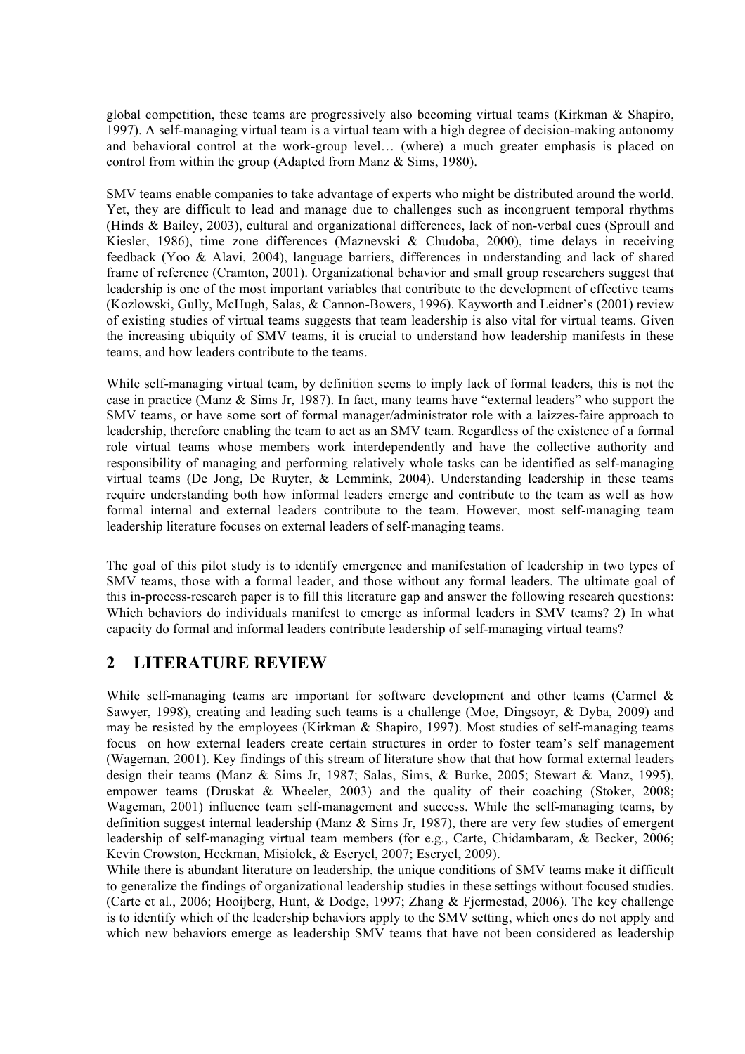global competition, these teams are progressively also becoming virtual teams (Kirkman & Shapiro, 1997). A self-managing virtual team is a virtual team with a high degree of decision-making autonomy and behavioral control at the work-group level… (where) a much greater emphasis is placed on control from within the group (Adapted from Manz & Sims, 1980).

SMV teams enable companies to take advantage of experts who might be distributed around the world. Yet, they are difficult to lead and manage due to challenges such as incongruent temporal rhythms (Hinds & Bailey, 2003), cultural and organizational differences, lack of non-verbal cues (Sproull and Kiesler, 1986), time zone differences (Maznevski & Chudoba, 2000), time delays in receiving feedback (Yoo & Alavi, 2004), language barriers, differences in understanding and lack of shared frame of reference (Cramton, 2001). Organizational behavior and small group researchers suggest that leadership is one of the most important variables that contribute to the development of effective teams (Kozlowski, Gully, McHugh, Salas, & Cannon-Bowers, 1996). Kayworth and Leidner's (2001) review of existing studies of virtual teams suggests that team leadership is also vital for virtual teams. Given the increasing ubiquity of SMV teams, it is crucial to understand how leadership manifests in these teams, and how leaders contribute to the teams.

While self-managing virtual team, by definition seems to imply lack of formal leaders, this is not the case in practice (Manz & Sims Jr, 1987). In fact, many teams have "external leaders" who support the SMV teams, or have some sort of formal manager/administrator role with a laizzes-faire approach to leadership, therefore enabling the team to act as an SMV team. Regardless of the existence of a formal role virtual teams whose members work interdependently and have the collective authority and responsibility of managing and performing relatively whole tasks can be identified as self-managing virtual teams (De Jong, De Ruyter, & Lemmink, 2004). Understanding leadership in these teams require understanding both how informal leaders emerge and contribute to the team as well as how formal internal and external leaders contribute to the team. However, most self-managing team leadership literature focuses on external leaders of self-managing teams.

The goal of this pilot study is to identify emergence and manifestation of leadership in two types of SMV teams, those with a formal leader, and those without any formal leaders. The ultimate goal of this in-process-research paper is to fill this literature gap and answer the following research questions: Which behaviors do individuals manifest to emerge as informal leaders in SMV teams? 2) In what capacity do formal and informal leaders contribute leadership of self-managing virtual teams?

## 2 LITERATURE REVIEW

While self-managing teams are important for software development and other teams (Carmel & Sawyer, 1998), creating and leading such teams is a challenge (Moe, Dingsoyr, & Dyba, 2009) and may be resisted by the employees (Kirkman & Shapiro, 1997). Most studies of self-managing teams focus on how external leaders create certain structures in order to foster team's self management (Wageman, 2001). Key findings of this stream of literature show that that how formal external leaders design their teams (Manz & Sims Jr, 1987; Salas, Sims, & Burke, 2005; Stewart & Manz, 1995), empower teams (Druskat & Wheeler, 2003) and the quality of their coaching (Stoker, 2008; Wageman, 2001) influence team self-management and success. While the self-managing teams, by definition suggest internal leadership (Manz & Sims Jr, 1987), there are very few studies of emergent leadership of self-managing virtual team members (for e.g., Carte, Chidambaram, & Becker, 2006; Kevin Crowston, Heckman, Misiolek, & Eseryel, 2007; Eseryel, 2009).

While there is abundant literature on leadership, the unique conditions of SMV teams make it difficult to generalize the findings of organizational leadership studies in these settings without focused studies. (Carte et al., 2006; Hooijberg, Hunt, & Dodge, 1997; Zhang & Fjermestad, 2006). The key challenge is to identify which of the leadership behaviors apply to the SMV setting, which ones do not apply and which new behaviors emerge as leadership SMV teams that have not been considered as leadership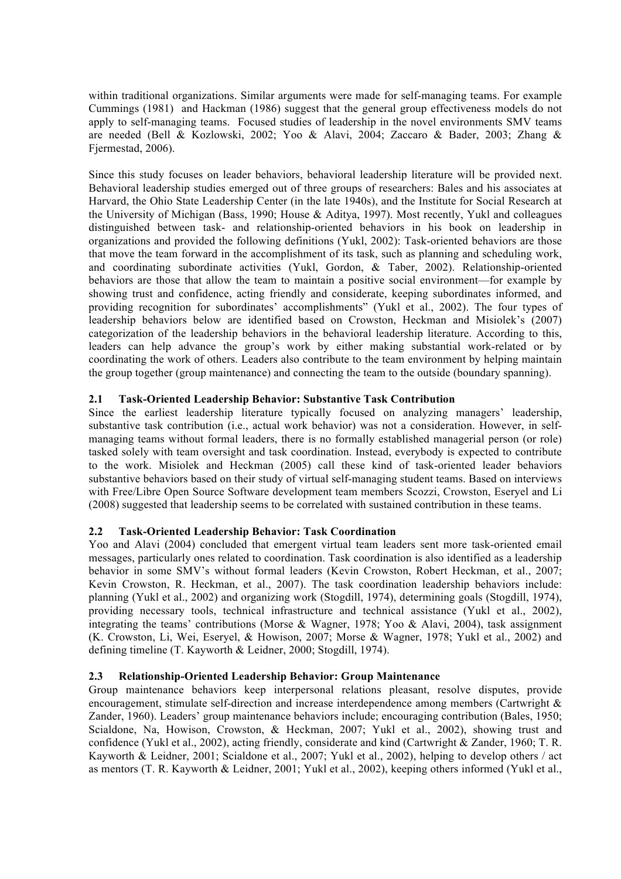within traditional organizations. Similar arguments were made for self-managing teams. For example Cummings (1981) and Hackman (1986) suggest that the general group effectiveness models do not apply to self-managing teams. Focused studies of leadership in the novel environments SMV teams are needed (Bell & Kozlowski, 2002; Yoo & Alavi, 2004; Zaccaro & Bader, 2003; Zhang & Fjermestad, 2006).

Since this study focuses on leader behaviors, behavioral leadership literature will be provided next. Behavioral leadership studies emerged out of three groups of researchers: Bales and his associates at Harvard, the Ohio State Leadership Center (in the late 1940s), and the Institute for Social Research at the University of Michigan (Bass, 1990; House & Aditya, 1997). Most recently, Yukl and colleagues distinguished between task- and relationship-oriented behaviors in his book on leadership in organizations and provided the following definitions (Yukl, 2002): Task-oriented behaviors are those that move the team forward in the accomplishment of its task, such as planning and scheduling work, and coordinating subordinate activities (Yukl, Gordon, & Taber, 2002). Relationship-oriented behaviors are those that allow the team to maintain a positive social environment—for example by showing trust and confidence, acting friendly and considerate, keeping subordinates informed, and providing recognition for subordinates' accomplishments" (Yukl et al., 2002). The four types of leadership behaviors below are identified based on Crowston, Heckman and Misiolek's (2007) categorization of the leadership behaviors in the behavioral leadership literature. According to this, leaders can help advance the group's work by either making substantial work-related or by coordinating the work of others. Leaders also contribute to the team environment by helping maintain the group together (group maintenance) and connecting the team to the outside (boundary spanning).

### 2.1 Task-Oriented Leadership Behavior: Substantive Task Contribution

Since the earliest leadership literature typically focused on analyzing managers' leadership, substantive task contribution (i.e., actual work behavior) was not a consideration. However, in self-managing teams without formal leaders, there is no formally established managerial person (or role) tasked solely with team oversight and task coordination. Instead, everybody is expected to contribute to the work. Misiolek and Heckman (2005) call these kind of task-oriented leader behaviors substantive behaviors based on their study of virtual self-managing student teams. Based on interviews with Free/Libre Open Source Software development team members Scozzi, Crowston, Eseryel and Li (2008) suggested that leadership seems to be correlated with sustained contribution in these teams.

### 2.2 Task-Oriented Leadership Behavior: Task Coordination

Yoo and Alavi (2004) concluded that emergent virtual team leaders sent more task-oriented email messages, particularly ones related to coordination. Task coordination is also identified as a leadership behavior in some SMV's without formal leaders (Kevin Crowston, Robert Heckman, et al., 2007; Kevin Crowston, R. Heckman, et al., 2007). The task coordination leadership behaviors include: planning (Yukl et al., 2002) and organizing work (Stogdill, 1974), determining goals (Stogdill, 1974), providing necessary tools, technical infrastructure and technical assistance (Yukl et al., 2002), integrating the teams' contributions (Morse & Wagner, 1978; Yoo & Alavi, 2004), task assignment (K. Crowston, Li, Wei, Eseryel, & Howison, 2007; Morse & Wagner, 1978; Yukl et al., 2002) and defining timeline (T. Kayworth & Leidner, 2000; Stogdill, 1974).

### 2.3 Relationship-Oriented Leadership Behavior: Group Maintenance

Group maintenance behaviors keep interpersonal relations pleasant, resolve disputes, provide encouragement, stimulate self-direction and increase interdependence among members (Cartwright & Zander, 1960). Leaders' group maintenance behaviors include; encouraging contribution (Bales, 1950; Scialdone, Na, Howison, Crowston, & Heckman, 2007; Yukl et al., 2002), showing trust and confidence (Yukl et al., 2002), acting friendly, considerate and kind (Cartwright & Zander, 1960; T. R. Kayworth & Leidner, 2001; Scialdone et al., 2007; Yukl et al., 2002), helping to develop others / act as mentors (T. R. Kayworth & Leidner, 2001; Yukl et al., 2002), keeping others informed (Yukl et al.,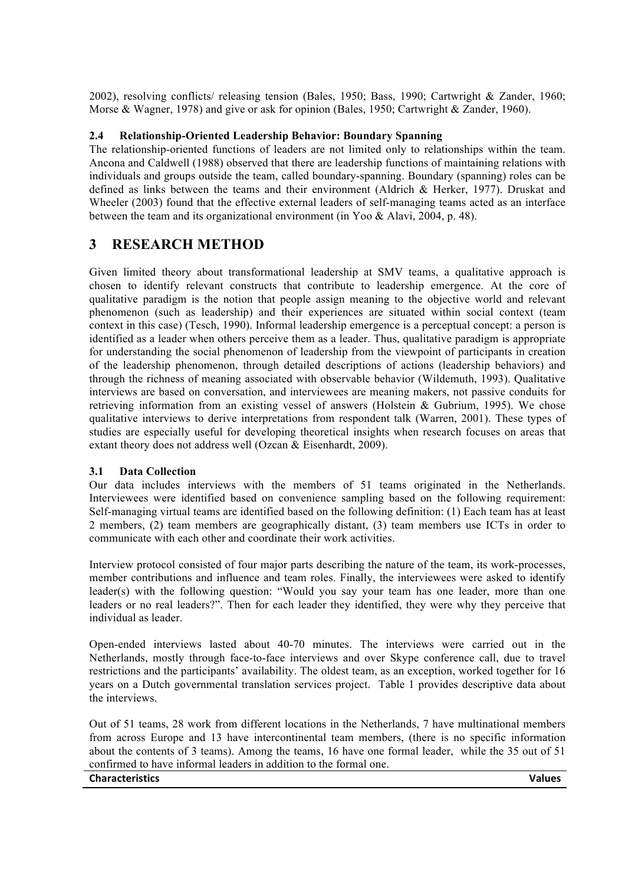2002), resolving conflicts/ releasing tension (Bales, 1950; Bass, 1990; Cartwright & Zander, 1960; Morse & Wagner, 1978) and give or ask for opinion (Bales, 1950; Cartwright & Zander, 1960).

### 2.4 Relationship-Oriented Leadership Behavior: Boundary Spanning

The relationship-oriented functions of leaders are not limited only to relationships within the team. Ancona and Caldwell (1988) observed that there are leadership functions of maintaining relations with individuals and groups outside the team, called boundary-spanning. Boundary (spanning) roles can be defined as links between the teams and their environment (Aldrich & Herker, 1977). Druskat and Wheeler (2003) found that the effective external leaders of self-managing teams acted as an interface between the team and its organizational environment (in Yoo & Alavi, 2004, p. 48).

## 3 RESEARCH METHOD

Given limited theory about transformational leadership at SMV teams, a qualitative approach is chosen to identify relevant constructs that contribute to leadership emergence. At the core of qualitative paradigm is the notion that people assign meaning to the objective world and relevant phenomenon (such as leadership) and their experiences are situated within social context (team context in this case) (Tesch, 1990). Informal leadership emergence is a perceptual concept: a person is identified as a leader when others perceive them as a leader. Thus, qualitative paradigm is appropriate for understanding the social phenomenon of leadership from the viewpoint of participants in creation of the leadership phenomenon, through detailed descriptions of actions (leadership behaviors) and through the richness of meaning associated with observable behavior (Wildemuth, 1993). Qualitative interviews are based on conversation, and interviewees are meaning makers, not passive conduits for retrieving information from an existing vessel of answers (Holstein & Gubrium, 1995). We chose qualitative interviews to derive interpretations from respondent talk (Warren, 2001). These types of studies are especially useful for developing theoretical insights when research focuses on areas that extant theory does not address well (Ozcan & Eisenhardt, 2009).

### 3.1 Data Collection

Our data includes interviews with the members of 51 teams originated in the Netherlands. Interviewees were identified based on convenience sampling based on the following requirement: Self-managing virtual teams are identified based on the following definition: (1) Each team has at least 2 members, (2) team members are geographically distant, (3) team members use ICTs in order to communicate with each other and coordinate their work activities.

Interview protocol consisted of four major parts describing the nature of the team, its work-processes, member contributions and influence and team roles. Finally, the interviewees were asked to identify leader(s) with the following question: "Would you say your team has one leader, more than one leaders or no real leaders?". Then for each leader they identified, they were why they perceive that individual as leader.

Open-ended interviews lasted about 40-70 minutes. The interviews were carried out in the Netherlands, mostly through face-to-face interviews and over Skype conference call, due to travel restrictions and the participants' availability. The oldest team, as an exception, worked together for 16 years on a Dutch governmental translation services project. Table 1 provides descriptive data about the interviews.

Out of 51 teams, 28 work from different locations in the Netherlands, 7 have multinational members from across Europe and 13 have intercontinental team members, (there is no specific information about the contents of 3 teams). Among the teams, 16 have one formal leader, while the 35 out of 51 confirmed to have informal leaders in addition to the formal one.

| Characteristics | Values |
|---|---|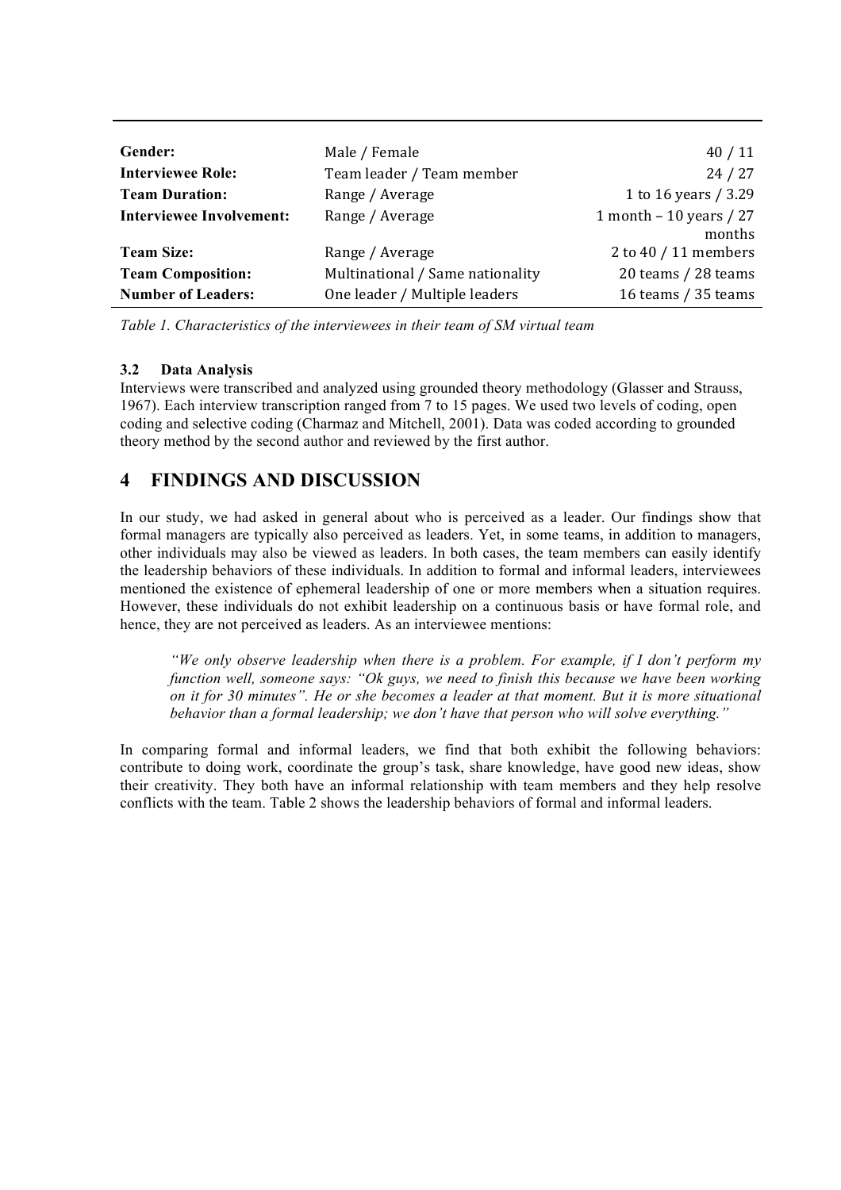| | | |
|---|---|---|
| **Gender:** | Male / Female | 40 / 11 |
| **Interviewee Role:** | Team leader / Team member | 24 / 27 |
| **Team Duration:** | Range / Average | 1 to 16 years / 3.29 |
| **Interviewee Involvement:** | Range / Average | 1 month – 10 years / 27 months |
| **Team Size:** | Range / Average | 2 to 40 / 11 members |
| **Team Composition:** | Multinational / Same nationality | 20 teams / 28 teams |
| **Number of Leaders:** | One leader / Multiple leaders | 16 teams / 35 teams |

*Table 1. Characteristics of the interviewees in their team of SM virtual team*

### 3.2 Data Analysis

Interviews were transcribed and analyzed using grounded theory methodology (Glasser and Strauss, 1967). Each interview transcription ranged from 7 to 15 pages. We used two levels of coding, open coding and selective coding (Charmaz and Mitchell, 2001). Data was coded according to grounded theory method by the second author and reviewed by the first author.

## 4 FINDINGS AND DISCUSSION

In our study, we had asked in general about who is perceived as a leader. Our findings show that formal managers are typically also perceived as leaders. Yet, in some teams, in addition to managers, other individuals may also be viewed as leaders. In both cases, the team members can easily identify the leadership behaviors of these individuals. In addition to formal and informal leaders, interviewees mentioned the existence of ephemeral leadership of one or more members when a situation requires. However, these individuals do not exhibit leadership on a continuous basis or have formal role, and hence, they are not perceived as leaders. As an interviewee mentions:

> *"We only observe leadership when there is a problem. For example, if I don't perform my function well, someone says: "Ok guys, we need to finish this because we have been working on it for 30 minutes". He or she becomes a leader at that moment. But it is more situational behavior than a formal leadership; we don't have that person who will solve everything."*

In comparing formal and informal leaders, we find that both exhibit the following behaviors: contribute to doing work, coordinate the group's task, share knowledge, have good new ideas, show their creativity. They both have an informal relationship with team members and they help resolve conflicts with the team. Table 2 shows the leadership behaviors of formal and informal leaders.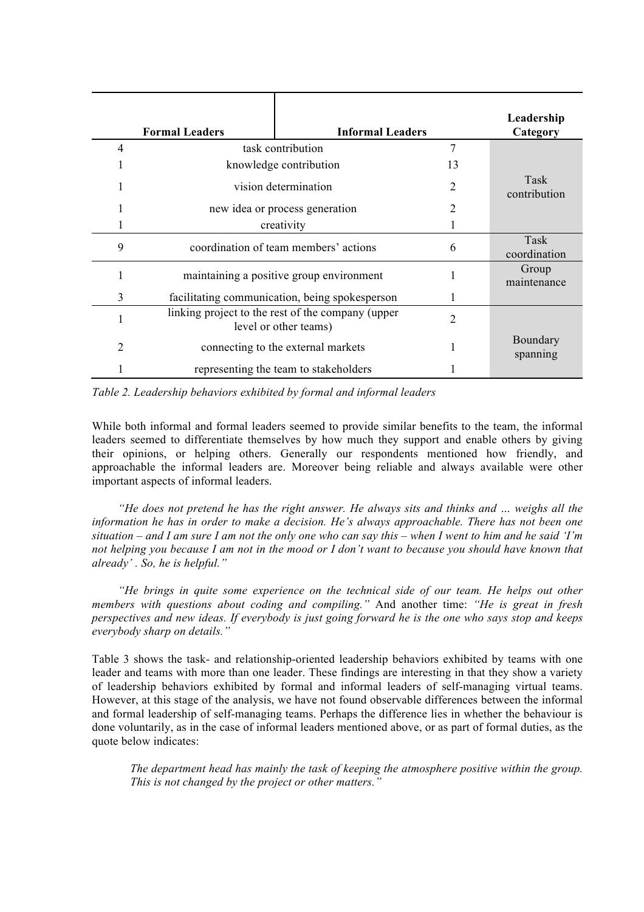| Formal Leaders | Informal Leaders | | Leadership Category |
|---|---|---|---|
| 4 | task contribution | 7 | Task contribution |
| 1 | knowledge contribution | 13 | |
| 1 | vision determination | 2 | |
| 1 | new idea or process generation | 2 | |
| 1 | creativity | 1 | |
| 9 | coordination of team members' actions | 6 | Task coordination |
| 1 | maintaining a positive group environment | 1 | Group maintenance |
| 3 | facilitating communication, being spokesperson | 1 | |
| 1 | linking project to the rest of the company (upper level or other teams) | 2 | Boundary spanning |
| 2 | connecting to the external markets | 1 | |
| 1 | representing the team to stakeholders | 1 | |

*Table 2. Leadership behaviors exhibited by formal and informal leaders*

While both informal and formal leaders seemed to provide similar benefits to the team, the informal leaders seemed to differentiate themselves by how much they support and enable others by giving their opinions, or helping others. Generally our respondents mentioned how friendly, and approachable the informal leaders are. Moreover being reliable and always available were other important aspects of informal leaders.

*"He does not pretend he has the right answer. He always sits and thinks and … weighs all the information he has in order to make a decision. He's always approachable. There has not been one situation – and I am sure I am not the only one who can say this – when I went to him and he said 'I'm not helping you because I am not in the mood or I don't want to because you should have known that already' . So, he is helpful."*

*"He brings in quite some experience on the technical side of our team. He helps out other members with questions about coding and compiling."* And another time: *"He is great in fresh perspectives and new ideas. If everybody is just going forward he is the one who says stop and keeps everybody sharp on details."*

Table 3 shows the task- and relationship-oriented leadership behaviors exhibited by teams with one leader and teams with more than one leader. These findings are interesting in that they show a variety of leadership behaviors exhibited by formal and informal leaders of self-managing virtual teams. However, at this stage of the analysis, we have not found observable differences between the informal and formal leadership of self-managing teams. Perhaps the difference lies in whether the behaviour is done voluntarily, as in the case of informal leaders mentioned above, or as part of formal duties, as the quote below indicates:

> *The department head has mainly the task of keeping the atmosphere positive within the group. This is not changed by the project or other matters."*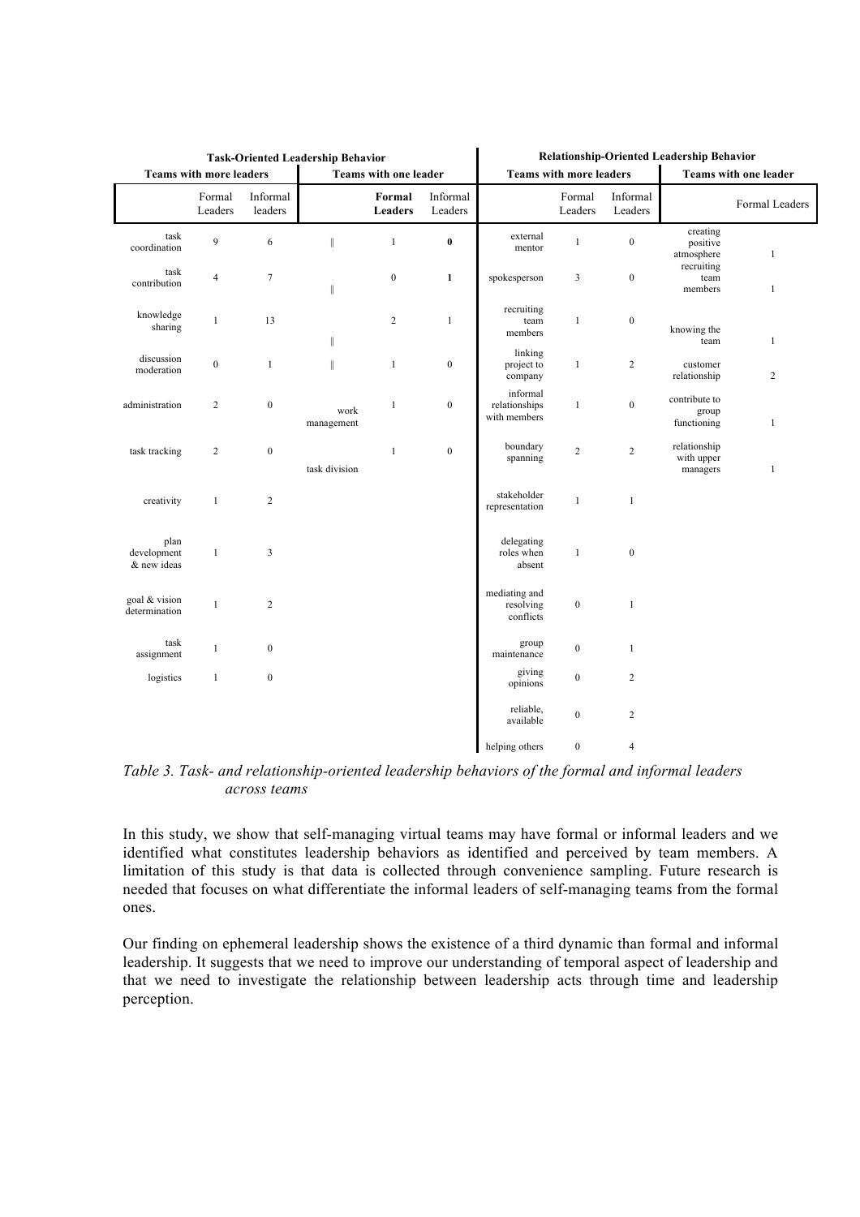| Task-Oriented Leadership Behavior | | | | | | Relationship-Oriented Leadership Behavior | | | | |
|---|---|---|---|---|---|---|---|---|---|---|
| Teams with more leaders | | | Teams with one leader | | | Teams with more leaders | | | Teams with one leader | |
| | Formal Leaders | Informal leaders | | **Formal Leaders** | Informal Leaders | | Formal Leaders | Informal Leaders | | Formal Leaders |
| task coordination | 9 | 6 | ‖ | 1 | **0** | external mentor | 1 | 0 | creating positive atmosphere | 1 |
| task contribution | 4 | 7 | ‖ | 0 | **1** | spokesperson | 3 | 0 | recruiting team members | 1 |
| knowledge sharing | 1 | 13 | ‖ | 2 | 1 | recruiting team members | 1 | 0 | knowing the team | 1 |
| discussion moderation | 0 | 1 | ‖ | 1 | 0 | linking project to company | 1 | 2 | customer relationship | 2 |
| administration | 2 | 0 | work management | 1 | 0 | informal relationships with members | 1 | 0 | contribute to group functioning | 1 |
| task tracking | 2 | 0 | task division | 1 | 0 | boundary spanning | 2 | 2 | relationship with upper managers | 1 |
| creativity | 1 | 2 | | | | stakeholder representation | 1 | 1 | | |
| plan development & new ideas | 1 | 3 | | | | delegating roles when absent | 1 | 0 | | |
| goal & vision determination | 1 | 2 | | | | mediating and resolving conflicts | 0 | 1 | | |
| task assignment | 1 | 0 | | | | group maintenance | 0 | 1 | | |
| logistics | 1 | 0 | | | | giving opinions | 0 | 2 | | |
| | | | | | | reliable, available | 0 | 2 | | |
| | | | | | | helping others | 0 | 4 | | |

*Table 3. Task- and relationship-oriented leadership behaviors of the formal and informal leaders across teams*

In this study, we show that self-managing virtual teams may have formal or informal leaders and we identified what constitutes leadership behaviors as identified and perceived by team members. A limitation of this study is that data is collected through convenience sampling. Future research is needed that focuses on what differentiate the informal leaders of self-managing teams from the formal ones.

Our finding on ephemeral leadership shows the existence of a third dynamic than formal and informal leadership. It suggests that we need to improve our understanding of temporal aspect of leadership and that we need to investigate the relationship between leadership acts through time and leadership perception.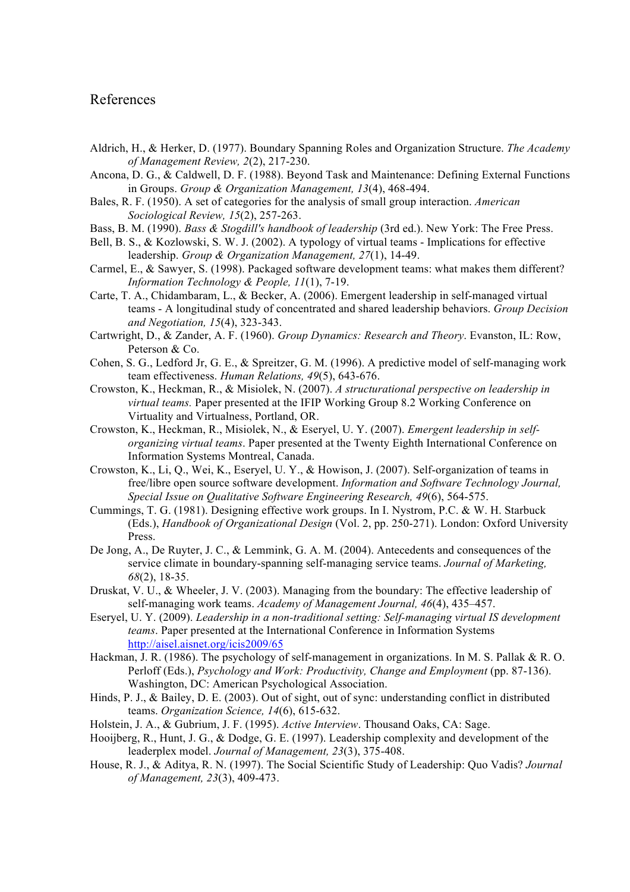## References

Aldrich, H., & Herker, D. (1977). Boundary Spanning Roles and Organization Structure. *The Academy of Management Review, 2*(2), 217-230.

Ancona, D. G., & Caldwell, D. F. (1988). Beyond Task and Maintenance: Defining External Functions in Groups. *Group & Organization Management, 13*(4), 468-494.

Bales, R. F. (1950). A set of categories for the analysis of small group interaction. *American Sociological Review, 15*(2), 257-263.

Bass, B. M. (1990). *Bass & Stogdill's handbook of leadership* (3rd ed.). New York: The Free Press.

Bell, B. S., & Kozlowski, S. W. J. (2002). A typology of virtual teams - Implications for effective leadership. *Group & Organization Management, 27*(1), 14-49.

Carmel, E., & Sawyer, S. (1998). Packaged software development teams: what makes them different? *Information Technology & People, 11*(1), 7-19.

Carte, T. A., Chidambaram, L., & Becker, A. (2006). Emergent leadership in self-managed virtual teams - A longitudinal study of concentrated and shared leadership behaviors. *Group Decision and Negotiation, 15*(4), 323-343.

Cartwright, D., & Zander, A. F. (1960). *Group Dynamics: Research and Theory*. Evanston, IL: Row, Peterson & Co.

Cohen, S. G., Ledford Jr, G. E., & Spreitzer, G. M. (1996). A predictive model of self-managing work team effectiveness. *Human Relations, 49*(5), 643-676.

Crowston, K., Heckman, R., & Misiolek, N. (2007). *A structurational perspective on leadership in virtual teams.* Paper presented at the IFIP Working Group 8.2 Working Conference on Virtuality and Virtualness, Portland, OR.

Crowston, K., Heckman, R., Misiolek, N., & Eseryel, U. Y. (2007). *Emergent leadership in self-organizing virtual teams*. Paper presented at the Twenty Eighth International Conference on Information Systems Montreal, Canada.

Crowston, K., Li, Q., Wei, K., Eseryel, U. Y., & Howison, J. (2007). Self-organization of teams in free/libre open source software development. *Information and Software Technology Journal, Special Issue on Qualitative Software Engineering Research, 49*(6), 564-575.

Cummings, T. G. (1981). Designing effective work groups. In I. Nystrom, P.C. & W. H. Starbuck (Eds.), *Handbook of Organizational Design* (Vol. 2, pp. 250-271). London: Oxford University Press.

De Jong, A., De Ruyter, J. C., & Lemmink, G. A. M. (2004). Antecedents and consequences of the service climate in boundary-spanning self-managing service teams. *Journal of Marketing, 68*(2), 18-35.

Druskat, V. U., & Wheeler, J. V. (2003). Managing from the boundary: The effective leadership of self-managing work teams. *Academy of Management Journal, 46*(4), 435–457.

Eseryel, U. Y. (2009). *Leadership in a non-traditional setting: Self-managing virtual IS development teams*. Paper presented at the International Conference in Information Systems http://aisel.aisnet.org/icis2009/65

Hackman, J. R. (1986). The psychology of self-management in organizations. In M. S. Pallak & R. O. Perloff (Eds.), *Psychology and Work: Productivity, Change and Employment* (pp. 87-136). Washington, DC: American Psychological Association.

Hinds, P. J., & Bailey, D. E. (2003). Out of sight, out of sync: understanding conflict in distributed teams. *Organization Science, 14*(6), 615-632.

Holstein, J. A., & Gubrium, J. F. (1995). *Active Interview*. Thousand Oaks, CA: Sage.

Hooijberg, R., Hunt, J. G., & Dodge, G. E. (1997). Leadership complexity and development of the leaderplex model. *Journal of Management, 23*(3), 375-408.

House, R. J., & Aditya, R. N. (1997). The Social Scientific Study of Leadership: Quo Vadis? *Journal of Management, 23*(3), 409-473.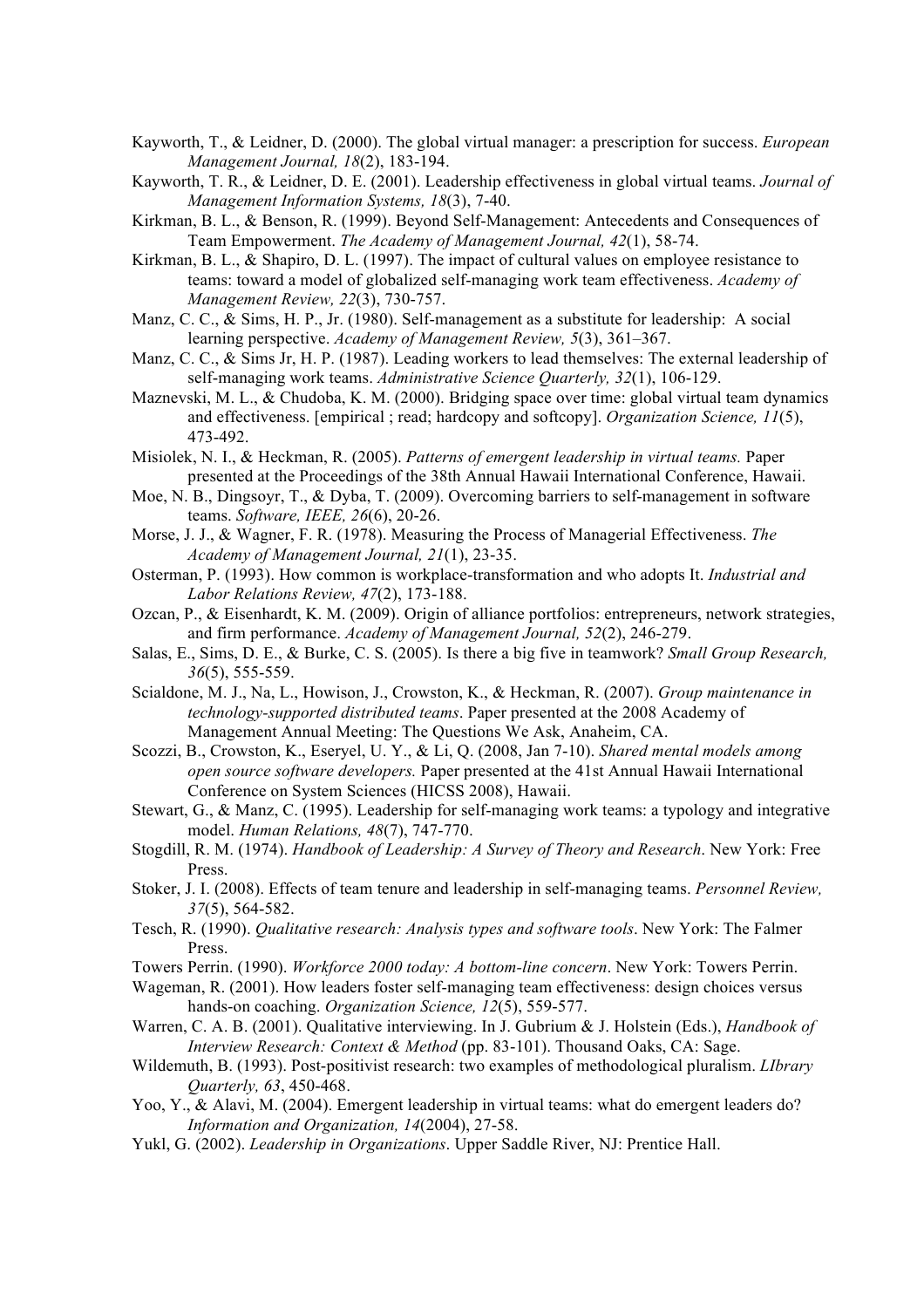Kayworth, T., & Leidner, D. (2000). The global virtual manager: a prescription for success. *European Management Journal, 18*(2), 183-194.

Kayworth, T. R., & Leidner, D. E. (2001). Leadership effectiveness in global virtual teams. *Journal of Management Information Systems, 18*(3), 7-40.

Kirkman, B. L., & Benson, R. (1999). Beyond Self-Management: Antecedents and Consequences of Team Empowerment. *The Academy of Management Journal, 42*(1), 58-74.

Kirkman, B. L., & Shapiro, D. L. (1997). The impact of cultural values on employee resistance to teams: toward a model of globalized self-managing work team effectiveness. *Academy of Management Review, 22*(3), 730-757.

Manz, C. C., & Sims, H. P., Jr. (1980). Self-management as a substitute for leadership: A social learning perspective. *Academy of Management Review, 5*(3), 361–367.

Manz, C. C., & Sims Jr, H. P. (1987). Leading workers to lead themselves: The external leadership of self-managing work teams. *Administrative Science Quarterly, 32*(1), 106-129.

Maznevski, M. L., & Chudoba, K. M. (2000). Bridging space over time: global virtual team dynamics and effectiveness. [empirical ; read; hardcopy and softcopy]. *Organization Science, 11*(5), 473-492.

Misiolek, N. I., & Heckman, R. (2005). *Patterns of emergent leadership in virtual teams.* Paper presented at the Proceedings of the 38th Annual Hawaii International Conference, Hawaii.

Moe, N. B., Dingsoyr, T., & Dyba, T. (2009). Overcoming barriers to self-management in software teams. *Software, IEEE, 26*(6), 20-26.

Morse, J. J., & Wagner, F. R. (1978). Measuring the Process of Managerial Effectiveness. *The Academy of Management Journal, 21*(1), 23-35.

Osterman, P. (1993). How common is workplace-transformation and who adopts It. *Industrial and Labor Relations Review, 47*(2), 173-188.

Ozcan, P., & Eisenhardt, K. M. (2009). Origin of alliance portfolios: entrepreneurs, network strategies, and firm performance. *Academy of Management Journal, 52*(2), 246-279.

Salas, E., Sims, D. E., & Burke, C. S. (2005). Is there a big five in teamwork? *Small Group Research, 36*(5), 555-559.

Scialdone, M. J., Na, L., Howison, J., Crowston, K., & Heckman, R. (2007). *Group maintenance in technology-supported distributed teams*. Paper presented at the 2008 Academy of Management Annual Meeting: The Questions We Ask, Anaheim, CA.

Scozzi, B., Crowston, K., Eseryel, U. Y., & Li, Q. (2008, Jan 7-10). *Shared mental models among open source software developers.* Paper presented at the 41st Annual Hawaii International Conference on System Sciences (HICSS 2008), Hawaii.

Stewart, G., & Manz, C. (1995). Leadership for self-managing work teams: a typology and integrative model. *Human Relations, 48*(7), 747-770.

Stogdill, R. M. (1974). *Handbook of Leadership: A Survey of Theory and Research*. New York: Free Press.

Stoker, J. I. (2008). Effects of team tenure and leadership in self-managing teams. *Personnel Review, 37*(5), 564-582.

Tesch, R. (1990). *Qualitative research: Analysis types and software tools*. New York: The Falmer Press.

Towers Perrin. (1990). *Workforce 2000 today: A bottom-line concern*. New York: Towers Perrin.

Wageman, R. (2001). How leaders foster self-managing team effectiveness: design choices versus hands-on coaching. *Organization Science, 12*(5), 559-577.

Warren, C. A. B. (2001). Qualitative interviewing. In J. Gubrium & J. Holstein (Eds.), *Handbook of Interview Research: Context & Method* (pp. 83-101). Thousand Oaks, CA: Sage.

Wildemuth, B. (1993). Post-positivist research: two examples of methodological pluralism. *LIbrary Quarterly, 63*, 450-468.

Yoo, Y., & Alavi, M. (2004). Emergent leadership in virtual teams: what do emergent leaders do? *Information and Organization, 14*(2004), 27-58.

Yukl, G. (2002). *Leadership in Organizations*. Upper Saddle River, NJ: Prentice Hall.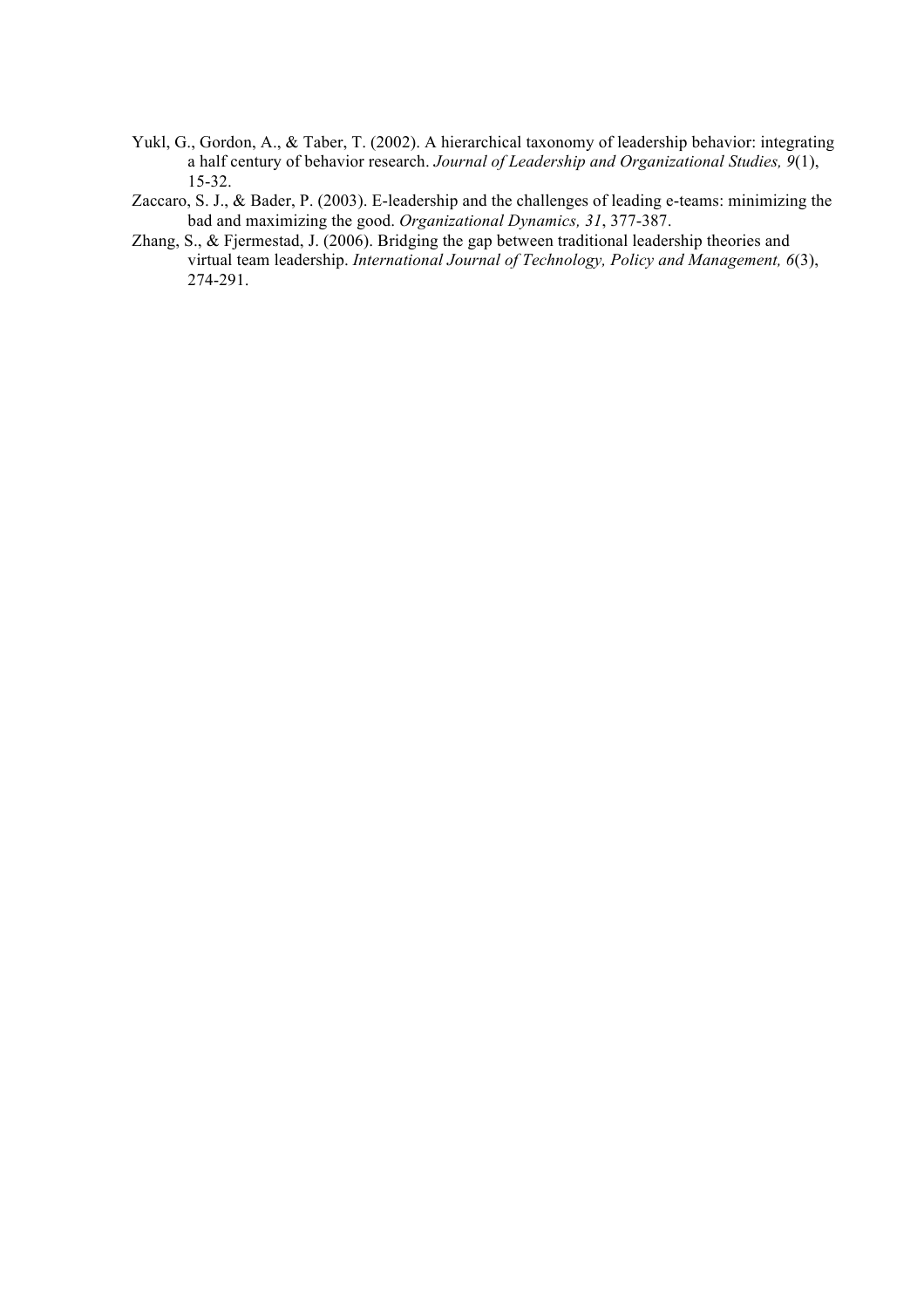Yukl, G., Gordon, A., & Taber, T. (2002). A hierarchical taxonomy of leadership behavior: integrating a half century of behavior research. *Journal of Leadership and Organizational Studies, 9*(1), 15-32.

Zaccaro, S. J., & Bader, P. (2003). E-leadership and the challenges of leading e-teams: minimizing the bad and maximizing the good. *Organizational Dynamics, 31*, 377-387.

Zhang, S., & Fjermestad, J. (2006). Bridging the gap between traditional leadership theories and virtual team leadership. *International Journal of Technology, Policy and Management, 6*(3), 274-291.